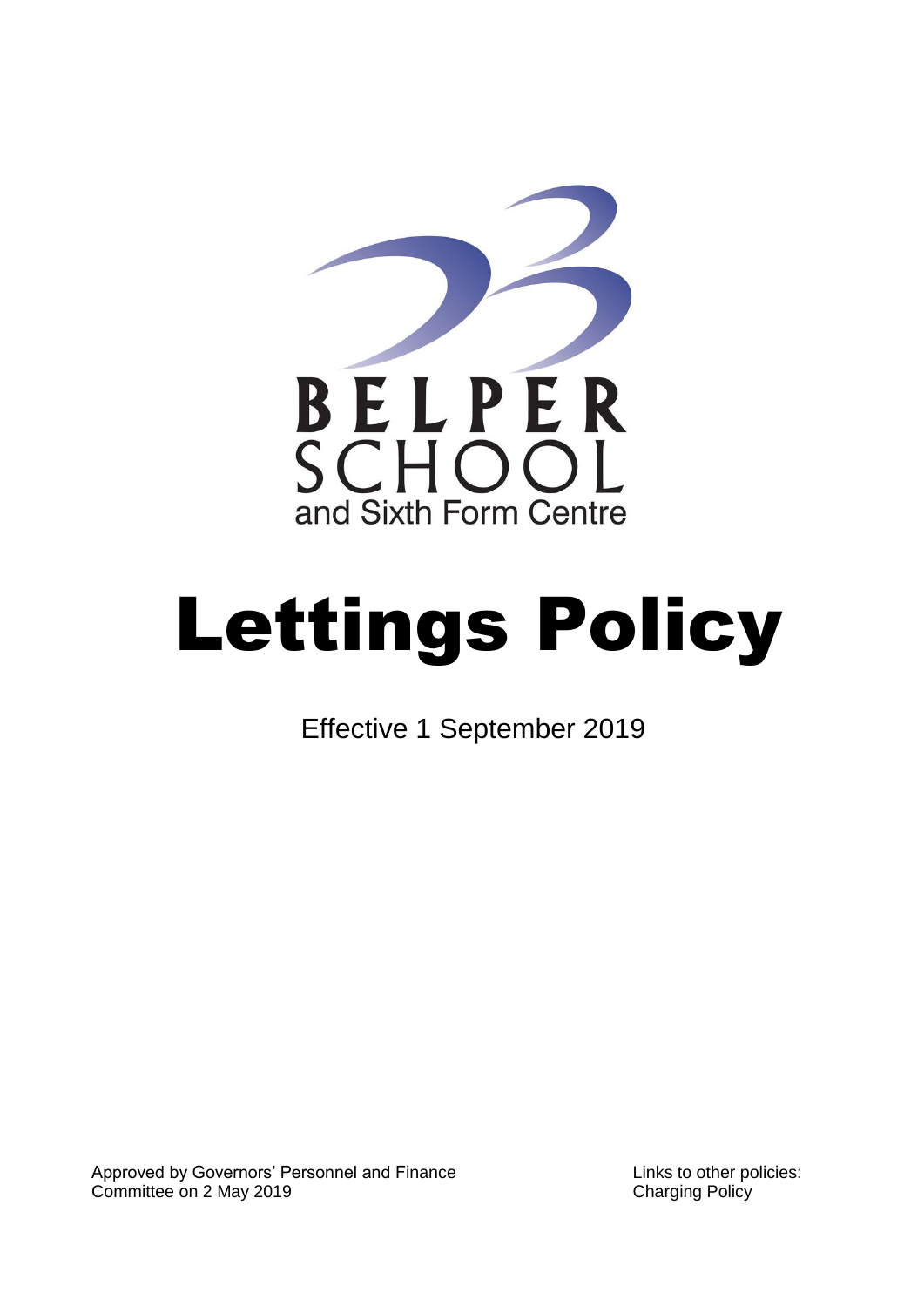BELPER SCHOOL

and Sixth Form Centre

# Lettings Policy

Effective 1 September 2019

Approved by Governors' Personnel and Finance Committee on 2 May 2019

Links to other policies: Charging Policy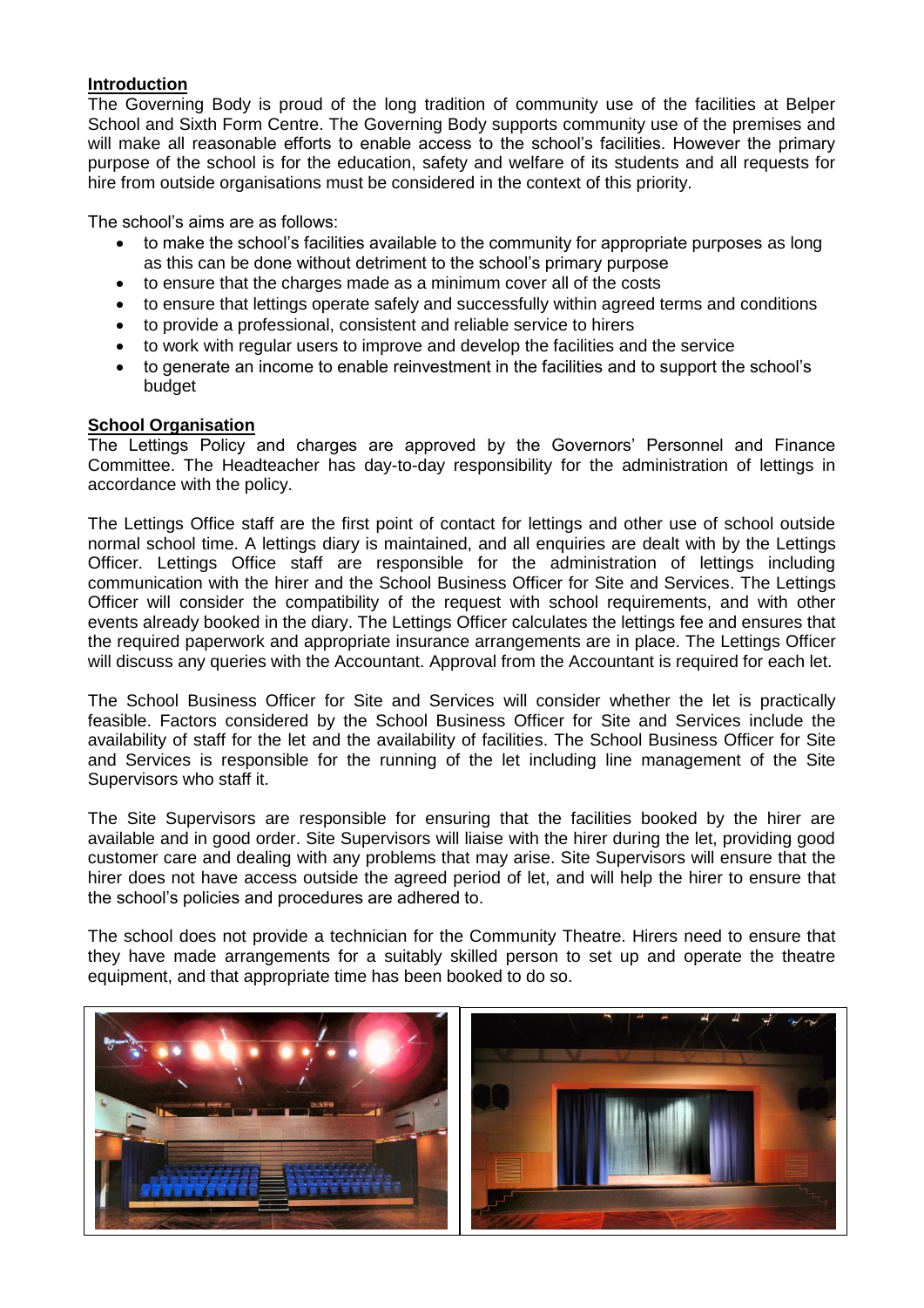## Introduction

The Governing Body is proud of the long tradition of community use of the facilities at Belper School and Sixth Form Centre. The Governing Body supports community use of the premises and will make all reasonable efforts to enable access to the school's facilities. However the primary purpose of the school is for the education, safety and welfare of its students and all requests for hire from outside organisations must be considered in the context of this priority.

The school's aims are as follows:

- to make the school's facilities available to the community for appropriate purposes as long as this can be done without detriment to the school's primary purpose
- to ensure that the charges made as a minimum cover all of the costs
- to ensure that lettings operate safely and successfully within agreed terms and conditions
- to provide a professional, consistent and reliable service to hirers
- to work with regular users to improve and develop the facilities and the service
- to generate an income to enable reinvestment in the facilities and to support the school's budget

## School Organisation

The Lettings Policy and charges are approved by the Governors' Personnel and Finance Committee. The Headteacher has day-to-day responsibility for the administration of lettings in accordance with the policy.

The Lettings Office staff are the first point of contact for lettings and other use of school outside normal school time. A lettings diary is maintained, and all enquiries are dealt with by the Lettings Officer. Lettings Office staff are responsible for the administration of lettings including communication with the hirer and the School Business Officer for Site and Services. The Lettings Officer will consider the compatibility of the request with school requirements, and with other events already booked in the diary. The Lettings Officer calculates the lettings fee and ensures that the required paperwork and appropriate insurance arrangements are in place. The Lettings Officer will discuss any queries with the Accountant. Approval from the Accountant is required for each let.

The School Business Officer for Site and Services will consider whether the let is practically feasible. Factors considered by the School Business Officer for Site and Services include the availability of staff for the let and the availability of facilities. The School Business Officer for Site and Services is responsible for the running of the let including line management of the Site Supervisors who staff it.

The Site Supervisors are responsible for ensuring that the facilities booked by the hirer are available and in good order. Site Supervisors will liaise with the hirer during the let, providing good customer care and dealing with any problems that may arise. Site Supervisors will ensure that the hirer does not have access outside the agreed period of let, and will help the hirer to ensure that the school's policies and procedures are adhered to.

The school does not provide a technician for the Community Theatre. Hirers need to ensure that they have made arrangements for a suitably skilled person to set up and operate the theatre equipment, and that appropriate time has been booked to do so.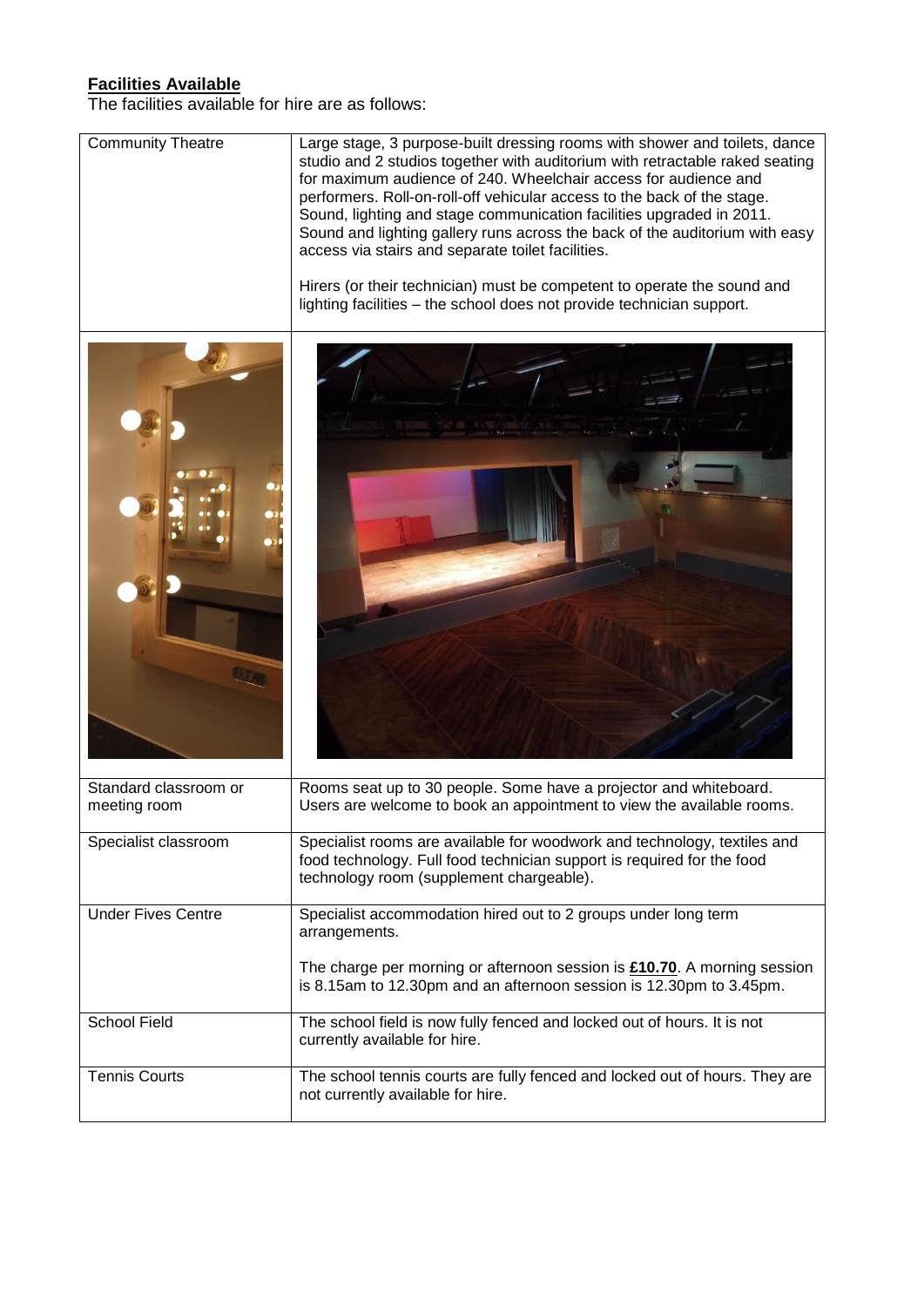**Facilities Available**

The facilities available for hire are as follows:

| | |
|---|---|
| Community Theatre | Large stage, 3 purpose-built dressing rooms with shower and toilets, dance studio and 2 studios together with auditorium with retractable raked seating for maximum audience of 240. Wheelchair access for audience and performers. Roll-on-roll-off vehicular access to the back of the stage. Sound, lighting and stage communication facilities upgraded in 2011. Sound and lighting gallery runs across the back of the auditorium with easy access via stairs and separate toilet facilities.<br><br>Hirers (or their technician) must be competent to operate the sound and lighting facilities – the school does not provide technician support. |
| Standard classroom or meeting room | Rooms seat up to 30 people. Some have a projector and whiteboard. Users are welcome to book an appointment to view the available rooms. |
| Specialist classroom | Specialist rooms are available for woodwork and technology, textiles and food technology. Full food technician support is required for the food technology room (supplement chargeable). |
| Under Fives Centre | Specialist accommodation hired out to 2 groups under long term arrangements.<br><br>The charge per morning or afternoon session is **£10.70**. A morning session is 8.15am to 12.30pm and an afternoon session is 12.30pm to 3.45pm. |
| School Field | The school field is now fully fenced and locked out of hours. It is not currently available for hire. |
| Tennis Courts | The school tennis courts are fully fenced and locked out of hours. They are not currently available for hire. |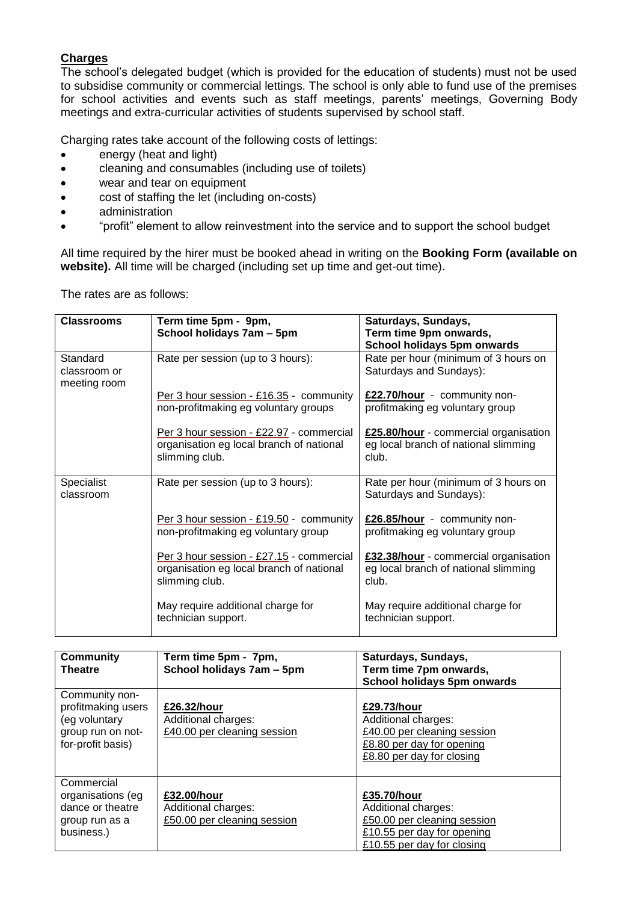**Charges**

The school's delegated budget (which is provided for the education of students) must not be used to subsidise community or commercial lettings. The school is only able to fund use of the premises for school activities and events such as staff meetings, parents' meetings, Governing Body meetings and extra-curricular activities of students supervised by school staff.

Charging rates take account of the following costs of lettings:

- energy (heat and light)
- cleaning and consumables (including use of toilets)
- wear and tear on equipment
- cost of staffing the let (including on-costs)
- administration
- "profit" element to allow reinvestment into the service and to support the school budget

All time required by the hirer must be booked ahead in writing on the **Booking Form (available on website).** All time will be charged (including set up time and get-out time).

The rates are as follows:

| **Classrooms** | **Term time 5pm - 9pm, School holidays 7am – 5pm** | **Saturdays, Sundays, Term time 9pm onwards, School holidays 5pm onwards** |
|---|---|---|
| Standard classroom or meeting room | Rate per session (up to 3 hours):<br><br>Per 3 hour session - £16.35 - community non-profitmaking eg voluntary groups<br><br>Per 3 hour session - £22.97 - commercial organisation eg local branch of national slimming club. | Rate per hour (minimum of 3 hours on Saturdays and Sundays):<br><br>**£22.70/hour** - community non-profitmaking eg voluntary group<br><br>**£25.80/hour** - commercial organisation eg local branch of national slimming club. |
| Specialist classroom | Rate per session (up to 3 hours):<br><br>Per 3 hour session - £19.50 - community non-profitmaking eg voluntary group<br><br>Per 3 hour session - £27.15 - commercial organisation eg local branch of national slimming club.<br><br>May require additional charge for technician support. | Rate per hour (minimum of 3 hours on Saturdays and Sundays):<br><br>**£26.85/hour** - community non-profitmaking eg voluntary group<br><br>**£32.38/hour** - commercial organisation eg local branch of national slimming club.<br><br>May require additional charge for technician support. |

| **Community Theatre** | **Term time 5pm - 7pm, School holidays 7am – 5pm** | **Saturdays, Sundays, Term time 7pm onwards, School holidays 5pm onwards** |
|---|---|---|
| Community non-profitmaking users (eg voluntary group run on not-for-profit basis) | **£26.32/hour**<br>Additional charges:<br>£40.00 per cleaning session | **£29.73/hour**<br>Additional charges:<br>£40.00 per cleaning session<br>£8.80 per day for opening<br>£8.80 per day for closing |
| Commercial organisations (eg dance or theatre group run as a business.) | **£32.00/hour**<br>Additional charges:<br>£50.00 per cleaning session | **£35.70/hour**<br>Additional charges:<br>£50.00 per cleaning session<br>£10.55 per day for opening<br>£10.55 per day for closing |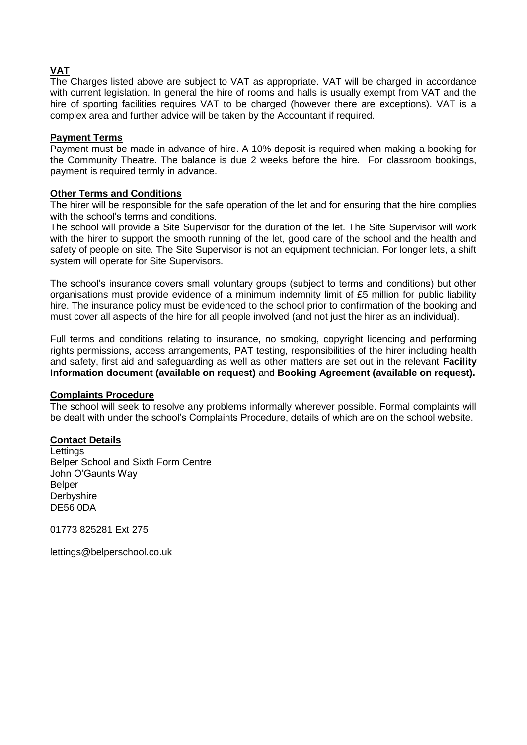## VAT

The Charges listed above are subject to VAT as appropriate. VAT will be charged in accordance with current legislation. In general the hire of rooms and halls is usually exempt from VAT and the hire of sporting facilities requires VAT to be charged (however there are exceptions). VAT is a complex area and further advice will be taken by the Accountant if required.

## Payment Terms

Payment must be made in advance of hire. A 10% deposit is required when making a booking for the Community Theatre. The balance is due 2 weeks before the hire. For classroom bookings, payment is required termly in advance.

## Other Terms and Conditions

The hirer will be responsible for the safe operation of the let and for ensuring that the hire complies with the school's terms and conditions.

The school will provide a Site Supervisor for the duration of the let. The Site Supervisor will work with the hirer to support the smooth running of the let, good care of the school and the health and safety of people on site. The Site Supervisor is not an equipment technician. For longer lets, a shift system will operate for Site Supervisors.

The school's insurance covers small voluntary groups (subject to terms and conditions) but other organisations must provide evidence of a minimum indemnity limit of £5 million for public liability hire. The insurance policy must be evidenced to the school prior to confirmation of the booking and must cover all aspects of the hire for all people involved (and not just the hirer as an individual).

Full terms and conditions relating to insurance, no smoking, copyright licencing and performing rights permissions, access arrangements, PAT testing, responsibilities of the hirer including health and safety, first aid and safeguarding as well as other matters are set out in the relevant **Facility Information document (available on request)** and **Booking Agreement (available on request).**

## Complaints Procedure

The school will seek to resolve any problems informally wherever possible. Formal complaints will be dealt with under the school's Complaints Procedure, details of which are on the school website.

## Contact Details

Lettings
Belper School and Sixth Form Centre
John O'Gaunts Way
Belper
Derbyshire
DE56 0DA

01773 825281 Ext 275

lettings@belperschool.co.uk